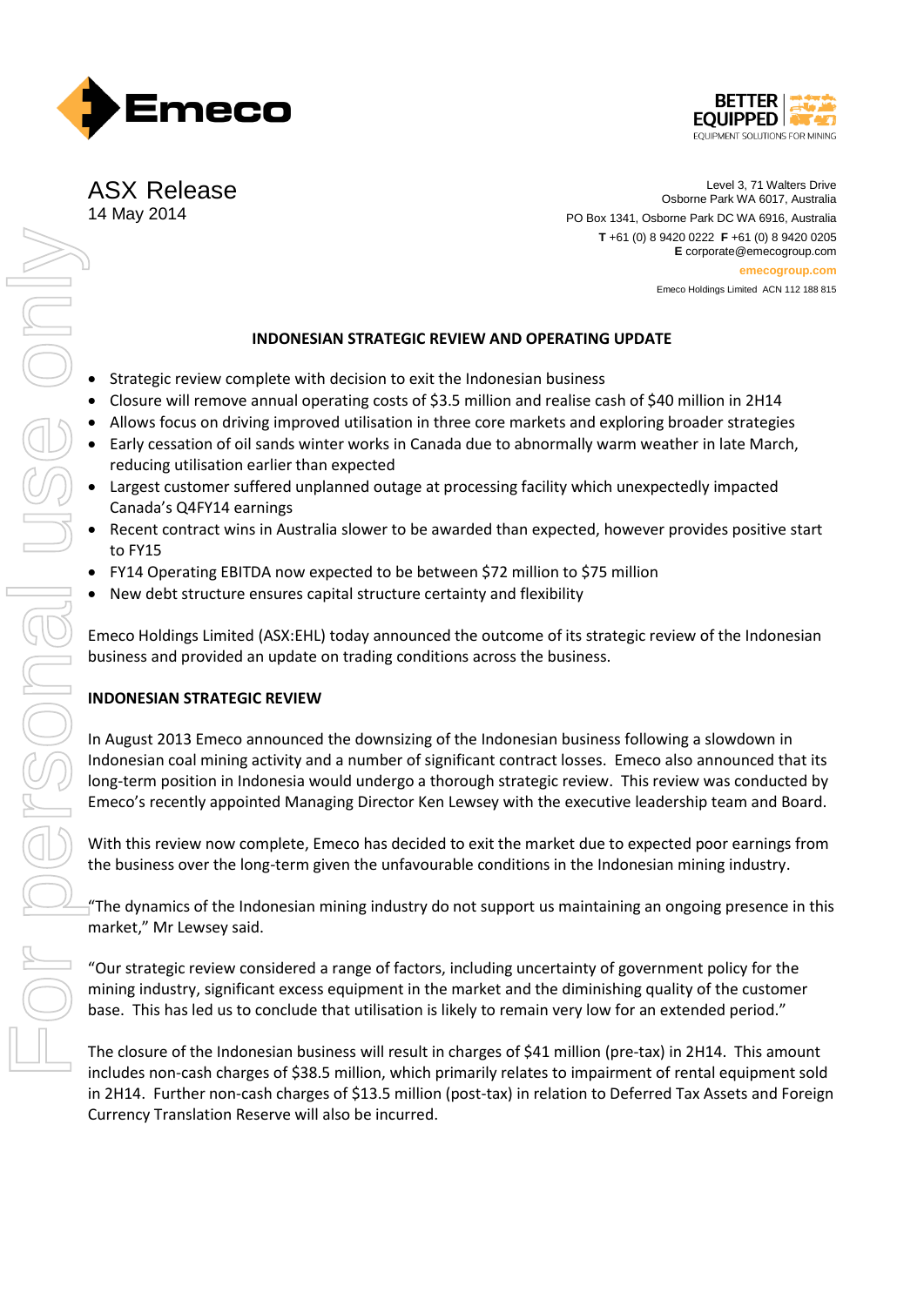# ASX Release

14 May 2014

Level 3, 71 Walters Drive
Osborne Park WA 6017, Australia
PO Box 1341, Osborne Park DC WA 6916, Australia
**T** +61 (0) 8 9420 0222 **F** +61 (0) 8 9420 0205
**E** corporate@emecogroup.com
emecogroup.com
Emeco Holdings Limited ACN 112 188 815

## INDONESIAN STRATEGIC REVIEW AND OPERATING UPDATE

- Strategic review complete with decision to exit the Indonesian business
- Closure will remove annual operating costs of $3.5 million and realise cash of $40 million in 2H14
- Allows focus on driving improved utilisation in three core markets and exploring broader strategies
- Early cessation of oil sands winter works in Canada due to abnormally warm weather in late March, reducing utilisation earlier than expected
- Largest customer suffered unplanned outage at processing facility which unexpectedly impacted Canada's Q4FY14 earnings
- Recent contract wins in Australia slower to be awarded than expected, however provides positive start to FY15
- FY14 Operating EBITDA now expected to be between $72 million to $75 million
- New debt structure ensures capital structure certainty and flexibility

Emeco Holdings Limited (ASX:EHL) today announced the outcome of its strategic review of the Indonesian business and provided an update on trading conditions across the business.

### INDONESIAN STRATEGIC REVIEW

In August 2013 Emeco announced the downsizing of the Indonesian business following a slowdown in Indonesian coal mining activity and a number of significant contract losses. Emeco also announced that its long-term position in Indonesia would undergo a thorough strategic review. This review was conducted by Emeco's recently appointed Managing Director Ken Lewsey with the executive leadership team and Board.

With this review now complete, Emeco has decided to exit the market due to expected poor earnings from the business over the long-term given the unfavourable conditions in the Indonesian mining industry.

"The dynamics of the Indonesian mining industry do not support us maintaining an ongoing presence in this market," Mr Lewsey said.

"Our strategic review considered a range of factors, including uncertainty of government policy for the mining industry, significant excess equipment in the market and the diminishing quality of the customer base. This has led us to conclude that utilisation is likely to remain very low for an extended period."

The closure of the Indonesian business will result in charges of $41 million (pre-tax) in 2H14. This amount includes non-cash charges of $38.5 million, which primarily relates to impairment of rental equipment sold in 2H14. Further non-cash charges of $13.5 million (post-tax) in relation to Deferred Tax Assets and Foreign Currency Translation Reserve will also be incurred.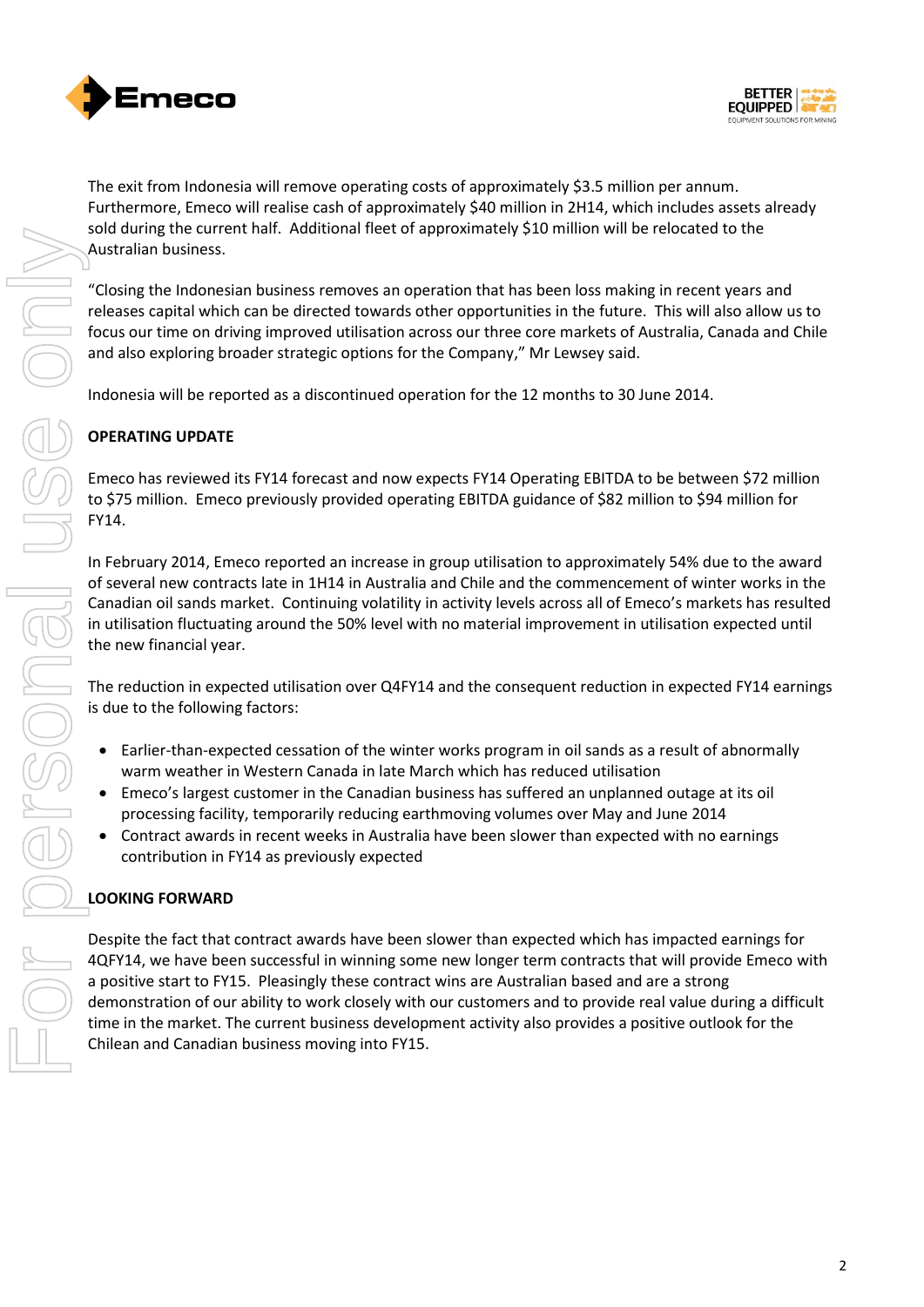The exit from Indonesia will remove operating costs of approximately $3.5 million per annum. Furthermore, Emeco will realise cash of approximately $40 million in 2H14, which includes assets already sold during the current half. Additional fleet of approximately $10 million will be relocated to the Australian business.

"Closing the Indonesian business removes an operation that has been loss making in recent years and releases capital which can be directed towards other opportunities in the future. This will also allow us to focus our time on driving improved utilisation across our three core markets of Australia, Canada and Chile and also exploring broader strategic options for the Company," Mr Lewsey said.

Indonesia will be reported as a discontinued operation for the 12 months to 30 June 2014.

**OPERATING UPDATE**

Emeco has reviewed its FY14 forecast and now expects FY14 Operating EBITDA to be between $72 million to $75 million. Emeco previously provided operating EBITDA guidance of $82 million to $94 million for FY14.

In February 2014, Emeco reported an increase in group utilisation to approximately 54% due to the award of several new contracts late in 1H14 in Australia and Chile and the commencement of winter works in the Canadian oil sands market. Continuing volatility in activity levels across all of Emeco's markets has resulted in utilisation fluctuating around the 50% level with no material improvement in utilisation expected until the new financial year.

The reduction in expected utilisation over Q4FY14 and the consequent reduction in expected FY14 earnings is due to the following factors:

- Earlier-than-expected cessation of the winter works program in oil sands as a result of abnormally warm weather in Western Canada in late March which has reduced utilisation
- Emeco's largest customer in the Canadian business has suffered an unplanned outage at its oil processing facility, temporarily reducing earthmoving volumes over May and June 2014
- Contract awards in recent weeks in Australia have been slower than expected with no earnings contribution in FY14 as previously expected

**LOOKING FORWARD**

Despite the fact that contract awards have been slower than expected which has impacted earnings for 4QFY14, we have been successful in winning some new longer term contracts that will provide Emeco with a positive start to FY15. Pleasingly these contract wins are Australian based and are a strong demonstration of our ability to work closely with our customers and to provide real value during a difficult time in the market. The current business development activity also provides a positive outlook for the Chilean and Canadian business moving into FY15.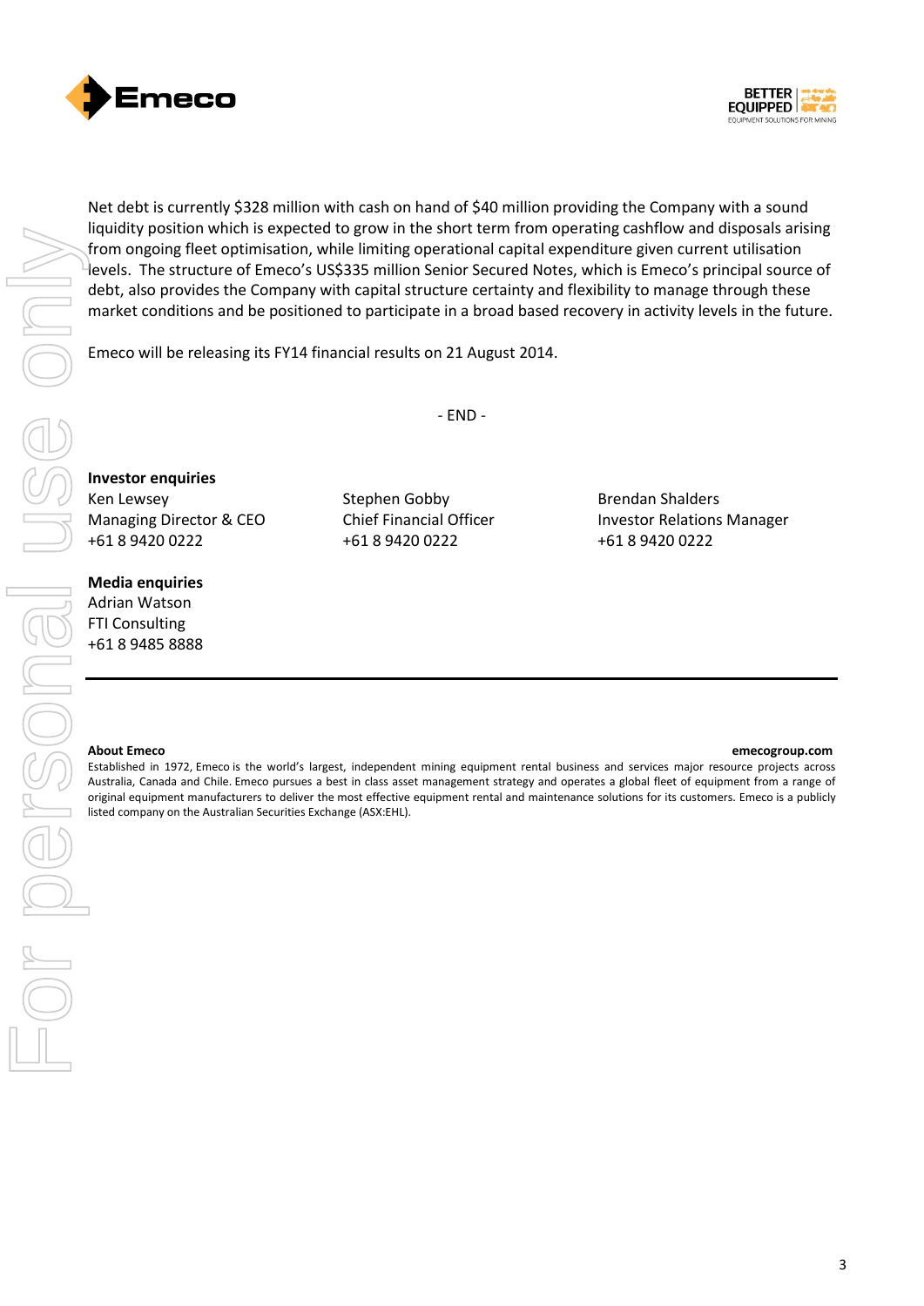Net debt is currently $328 million with cash on hand of $40 million providing the Company with a sound liquidity position which is expected to grow in the short term from operating cashflow and disposals arising from ongoing fleet optimisation, while limiting operational capital expenditure given current utilisation levels. The structure of Emeco's US$335 million Senior Secured Notes, which is Emeco's principal source of debt, also provides the Company with capital structure certainty and flexibility to manage through these market conditions and be positioned to participate in a broad based recovery in activity levels in the future.

Emeco will be releasing its FY14 financial results on 21 August 2014.

\- END -

**Investor enquiries**

Ken Lewsey
Managing Director & CEO
+61 8 9420 0222

Stephen Gobby
Chief Financial Officer
+61 8 9420 0222

Brendan Shalders
Investor Relations Manager
+61 8 9420 0222

**Media enquiries**

Adrian Watson
FTI Consulting
+61 8 9485 8888

---

**About Emeco** **emecogroup.com**

Established in 1972, Emeco is the world's largest, independent mining equipment rental business and services major resource projects across Australia, Canada and Chile. Emeco pursues a best in class asset management strategy and operates a global fleet of equipment from a range of original equipment manufacturers to deliver the most effective equipment rental and maintenance solutions for its customers. Emeco is a publicly listed company on the Australian Securities Exchange (ASX:EHL).